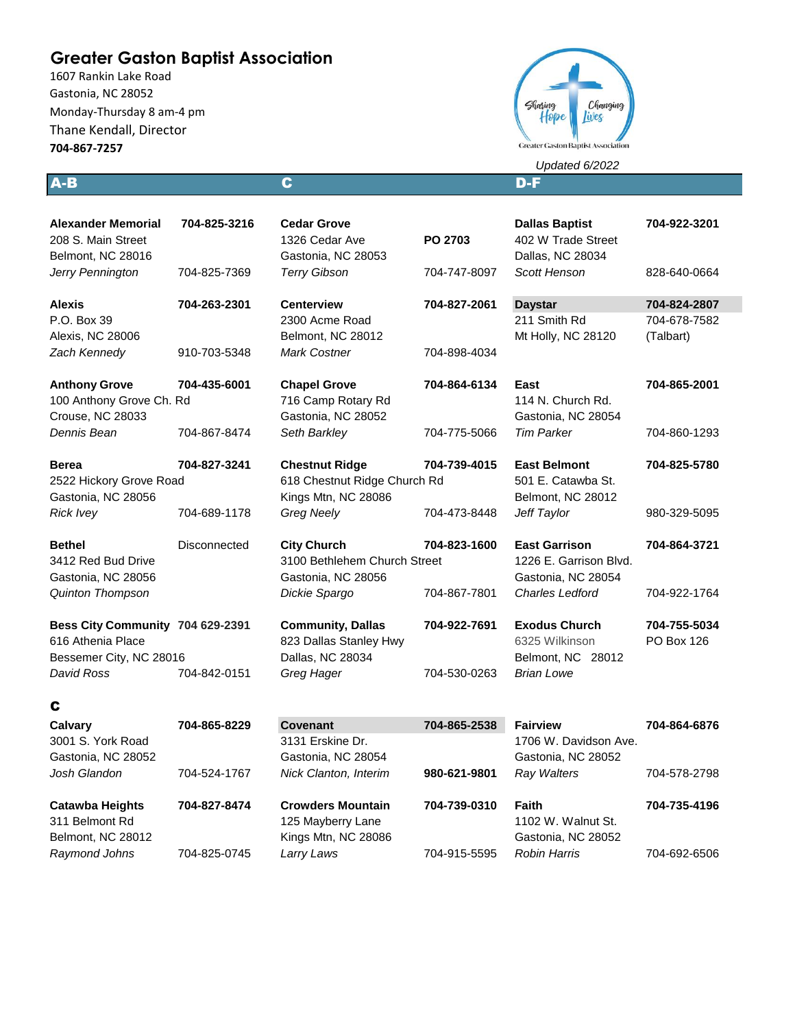# Greater Gaston Baptist Association

1607 Rankin Lake Road
Gastonia, NC 28052
Monday-Thursday 8 am-4 pm
Thane Kendall, Director
**704-867-7257**

*Updated 6/2022*

## A-B

**Alexander Memorial** — **704-825-3216**
208 S. Main Street
Belmont, NC 28016
*Jerry Pennington* — 704-825-7369

**Alexis** — **704-263-2301**
P.O. Box 39
Alexis, NC 28006
*Zach Kennedy* — 910-703-5348

**Anthony Grove** — **704-435-6001**
100 Anthony Grove Ch. Rd
Crouse, NC 28033
*Dennis Bean* — 704-867-8474

**Berea** — **704-827-3241**
2522 Hickory Grove Road
Gastonia, NC 28056
*Rick Ivey* — 704-689-1178

**Bethel** — Disconnected
3412 Red Bud Drive
Gastonia, NC 28056
*Quinton Thompson*

**Bess City Community** — **704 629-2391**
616 Athenia Place
Bessemer City, NC 28016
*David Ross* — 704-842-0151

## C

**Calvary** — **704-865-8229**
3001 S. York Road
Gastonia, NC 28052
*Josh Glandon* — 704-524-1767

**Catawba Heights** — **704-827-8474**
311 Belmont Rd
Belmont, NC 28012
*Raymond Johns* — 704-825-0745

**Cedar Grove** — **PO 2703**
1326 Cedar Ave
Gastonia, NC 28053
*Terry Gibson* — 704-747-8097

**Centerview** — **704-827-2061**
2300 Acme Road
Belmont, NC 28012
*Mark Costner* — 704-898-4034

**Chapel Grove** — **704-864-6134**
716 Camp Rotary Rd
Gastonia, NC 28052
*Seth Barkley* — 704-775-5066

**Chestnut Ridge** — **704-739-4015**
618 Chestnut Ridge Church Rd
Kings Mtn, NC 28086
*Greg Neely* — 704-473-8448

**City Church** — **704-823-1600**
3100 Bethlehem Church Street
Gastonia, NC 28056
*Dickie Spargo* — 704-867-7801

**Community, Dallas** — **704-922-7691**
823 Dallas Stanley Hwy
Dallas, NC 28034
*Greg Hager* — 704-530-0263

**Covenant** — **704-865-2538**
3131 Erskine Dr.
Gastonia, NC 28054
*Nick Clanton, Interim* — **980-621-9801**

**Crowders Mountain** — **704-739-0310**
125 Mayberry Lane
Kings Mtn, NC 28086
*Larry Laws* — 704-915-5595

## D-F

**Dallas Baptist** — **704-922-3201**
402 W Trade Street
Dallas, NC 28034
*Scott Henson* — 828-640-0664

**Daystar** — **704-824-2807**
211 Smith Rd — 704-678-7582
Mt Holly, NC 28120 — (Talbart)

**East** — **704-865-2001**
114 N. Church Rd.
Gastonia, NC 28054
*Tim Parker* — 704-860-1293

**East Belmont** — **704-825-5780**
501 E. Catawba St.
Belmont, NC 28012
*Jeff Taylor* — 980-329-5095

**East Garrison** — **704-864-3721**
1226 E. Garrison Blvd.
Gastonia, NC 28054
*Charles Ledford* — 704-922-1764

**Exodus Church** — **704-755-5034**
6325 Wilkinson — PO Box 126
Belmont, NC 28012
*Brian Lowe*

**Fairview** — **704-864-6876**
1706 W. Davidson Ave.
Gastonia, NC 28052
*Ray Walters* — 704-578-2798

**Faith** — **704-735-4196**
1102 W. Walnut St.
Gastonia, NC 28052
*Robin Harris* — 704-692-6506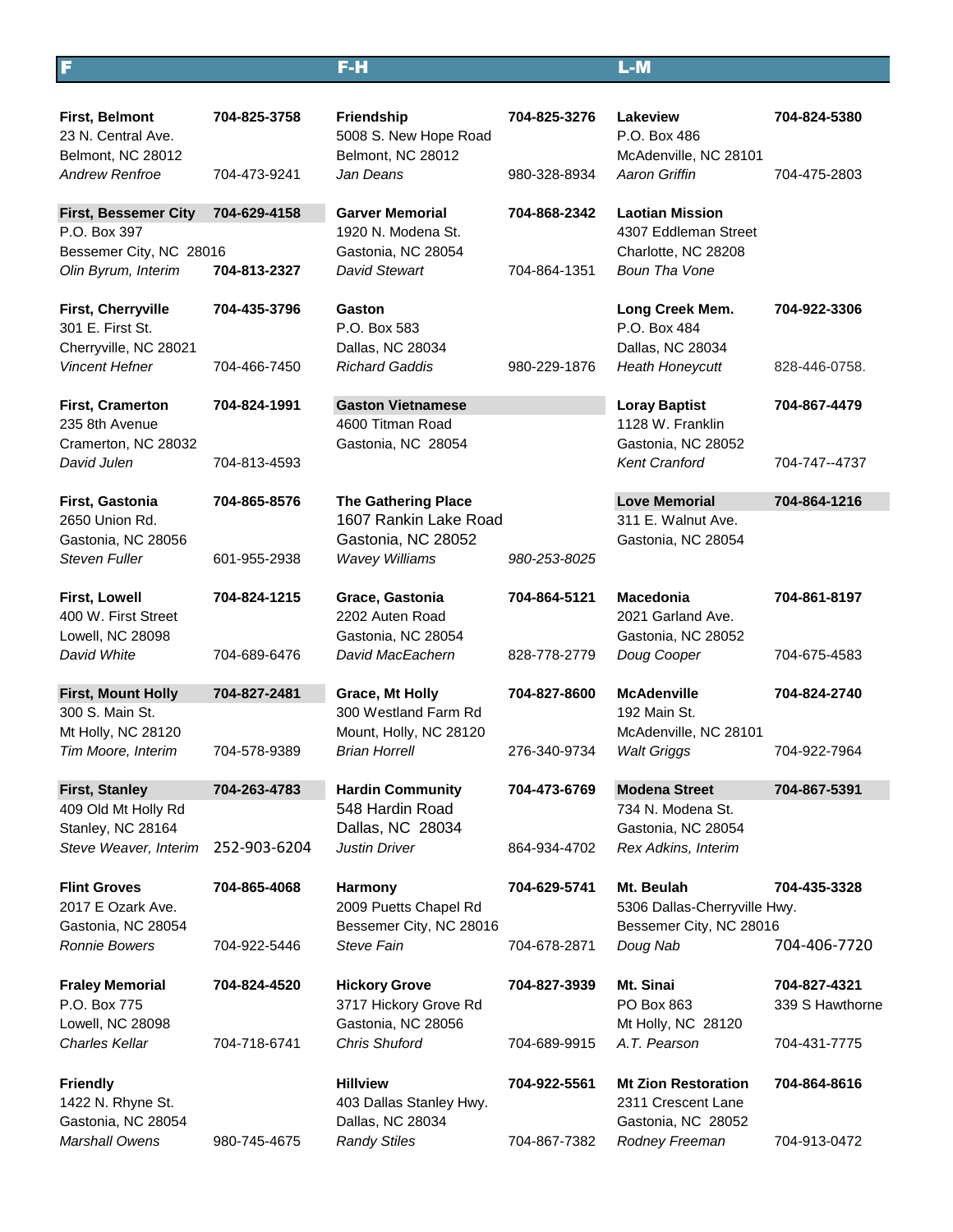## F

**First, Belmont** — **704-825-3758**
23 N. Central Ave.
Belmont, NC 28012
*Andrew Renfroe* — 704-473-9241

**First, Bessemer City** — **704-629-4158**
P.O. Box 397
Bessemer City, NC 28016
*Olin Byrum, Interim* — **704-813-2327**

**First, Cherryville** — **704-435-3796**
301 E. First St.
Cherryville, NC 28021
*Vincent Hefner* — 704-466-7450

**First, Cramerton** — **704-824-1991**
235 8th Avenue
Cramerton, NC 28032
*David Julen* — 704-813-4593

**First, Gastonia** — **704-865-8576**
2650 Union Rd.
Gastonia, NC 28056
*Steven Fuller* — 601-955-2938

**First, Lowell** — **704-824-1215**
400 W. First Street
Lowell, NC 28098
*David White* — 704-689-6476

**First, Mount Holly** — **704-827-2481**
300 S. Main St.
Mt Holly, NC 28120
*Tim Moore, Interim* — 704-578-9389

**First, Stanley** — **704-263-4783**
409 Old Mt Holly Rd
Stanley, NC 28164
*Steve Weaver, Interim* — 252-903-6204

**Flint Groves** — **704-865-4068**
2017 E Ozark Ave.
Gastonia, NC 28054
*Ronnie Bowers* — 704-922-5446

**Fraley Memorial** — **704-824-4520**
P.O. Box 775
Lowell, NC 28098
*Charles Kellar* — 704-718-6741

**Friendly**
1422 N. Rhyne St.
Gastonia, NC 28054
*Marshall Owens* — 980-745-4675

## F-H

**Friendship** — **704-825-3276**
5008 S. New Hope Road
Belmont, NC 28012
*Jan Deans* — 980-328-8934

**Garver Memorial** — **704-868-2342**
1920 N. Modena St.
Gastonia, NC 28054
*David Stewart* — 704-864-1351

**Gaston**
P.O. Box 583
Dallas, NC 28034
*Richard Gaddis* — 980-229-1876

**Gaston Vietnamese**
4600 Titman Road
Gastonia, NC 28054

**The Gathering Place**
1607 Rankin Lake Road
Gastonia, NC 28052
*Wavey Williams* — *980-253-8025*

**Grace, Gastonia** — **704-864-5121**
2202 Auten Road
Gastonia, NC 28054
*David MacEachern* — 828-778-2779

**Grace, Mt Holly** — **704-827-8600**
300 Westland Farm Rd
Mount, Holly, NC 28120
*Brian Horrell* — 276-340-9734

**Hardin Community** — **704-473-6769**
548 Hardin Road
Dallas, NC 28034
*Justin Driver* — 864-934-4702

**Harmony** — **704-629-5741**
2009 Puetts Chapel Rd
Bessemer City, NC 28016
*Steve Fain* — 704-678-2871

**Hickory Grove** — **704-827-3939**
3717 Hickory Grove Rd
Gastonia, NC 28056
*Chris Shuford* — 704-689-9915

**Hillview** — **704-922-5561**
403 Dallas Stanley Hwy.
Dallas, NC 28034
*Randy Stiles* — 704-867-7382

## L-M

**Lakeview** — **704-824-5380**
P.O. Box 486
McAdenville, NC 28101
*Aaron Griffin* — 704-475-2803

**Laotian Mission**
4307 Eddleman Street
Charlotte, NC 28208
*Boun Tha Vone*

**Long Creek Mem.** — **704-922-3306**
P.O. Box 484
Dallas, NC 28034
*Heath Honeycutt* — 828-446-0758.

**Loray Baptist** — **704-867-4479**
1128 W. Franklin
Gastonia, NC 28052
*Kent Cranford* — 704-747--4737

**Love Memorial** — **704-864-1216**
311 E. Walnut Ave.
Gastonia, NC 28054

**Macedonia** — **704-861-8197**
2021 Garland Ave.
Gastonia, NC 28052
*Doug Cooper* — 704-675-4583

**McAdenville** — **704-824-2740**
192 Main St.
McAdenville, NC 28101
*Walt Griggs* — 704-922-7964

**Modena Street** — **704-867-5391**
734 N. Modena St.
Gastonia, NC 28054
*Rex Adkins, Interim*

**Mt. Beulah** — **704-435-3328**
5306 Dallas-Cherryville Hwy.
Bessemer City, NC 28016
*Doug Nab* — 704-406-7720

**Mt. Sinai** — **704-827-4321**
PO Box 863 — 339 S Hawthorne
Mt Holly, NC 28120
*A.T. Pearson* — 704-431-7775

**Mt Zion Restoration** — **704-864-8616**
2311 Crescent Lane
Gastonia, NC 28052
*Rodney Freeman* — 704-913-0472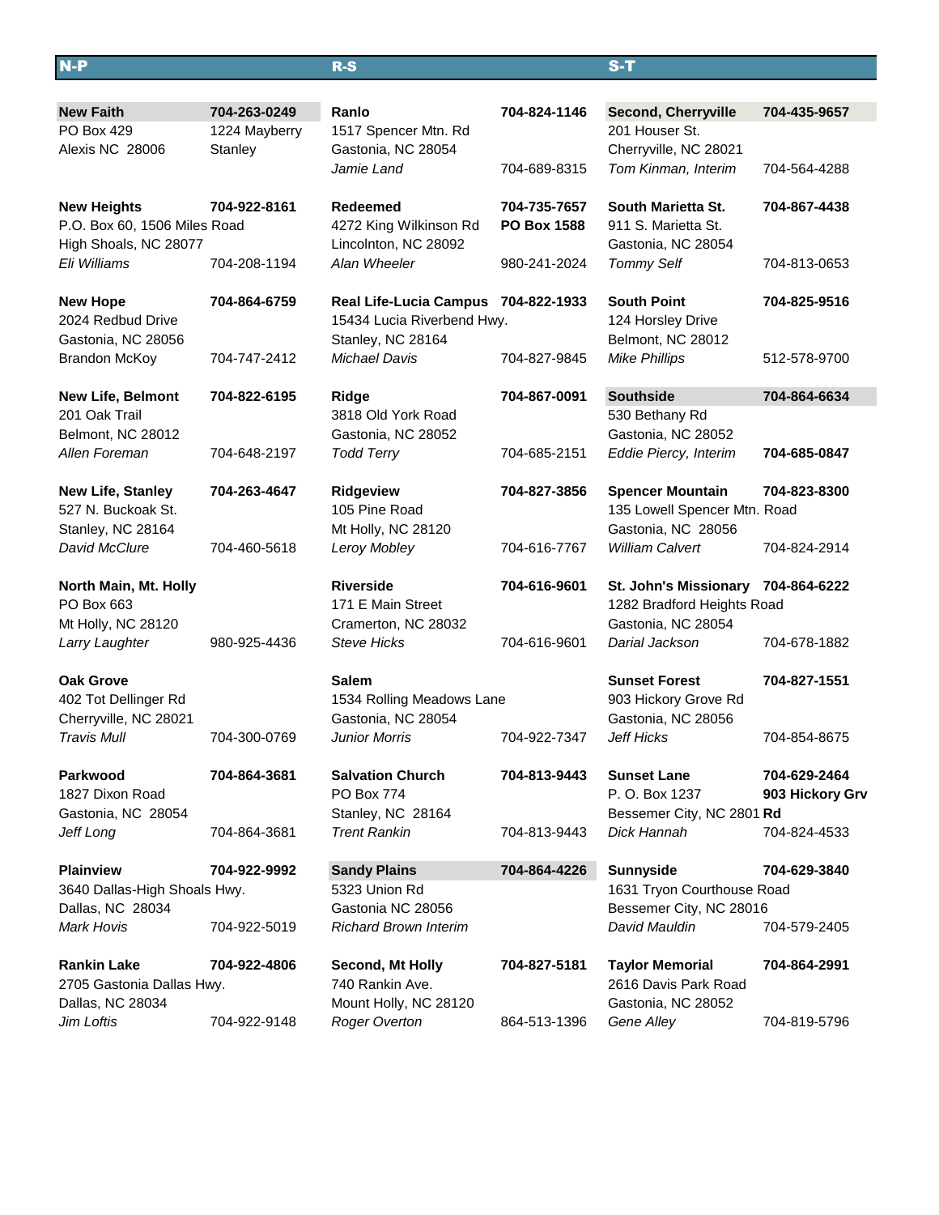## N-P

**New Faith** **704-263-0249**
PO Box 429 — 1224 Mayberry
Alexis NC 28006 — Stanley

**New Heights** **704-922-8161**
P.O. Box 60, 1506 Miles Road
High Shoals, NC 28077
*Eli Williams* 704-208-1194

**New Hope** **704-864-6759**
2024 Redbud Drive
Gastonia, NC 28056
Brandon McKoy 704-747-2412

**New Life, Belmont** **704-822-6195**
201 Oak Trail
Belmont, NC 28012
*Allen Foreman* 704-648-2197

**New Life, Stanley** **704-263-4647**
527 N. Buckoak St.
Stanley, NC 28164
*David McClure* 704-460-5618

**North Main, Mt. Holly**
PO Box 663
Mt Holly, NC 28120
*Larry Laughter* 980-925-4436

**Oak Grove**
402 Tot Dellinger Rd
Cherryville, NC 28021
*Travis Mull* 704-300-0769

**Parkwood** **704-864-3681**
1827 Dixon Road
Gastonia, NC 28054
*Jeff Long* 704-864-3681

**Plainview** **704-922-9992**
3640 Dallas-High Shoals Hwy.
Dallas, NC 28034
*Mark Hovis* 704-922-5019

**Rankin Lake** **704-922-4806**
2705 Gastonia Dallas Hwy.
Dallas, NC 28034
*Jim Loftis* 704-922-9148

## R-S

**Ranlo** **704-824-1146**
1517 Spencer Mtn. Rd
Gastonia, NC 28054
*Jamie Land* 704-689-8315

**Redeemed** **704-735-7657**
4272 King Wilkinson Rd — **PO Box 1588**
Lincolnton, NC 28092
*Alan Wheeler* 980-241-2024

**Real Life-Lucia Campus** **704-822-1933**
15434 Lucia Riverbend Hwy.
Stanley, NC 28164
*Michael Davis* 704-827-9845

**Ridge** **704-867-0091**
3818 Old York Road
Gastonia, NC 28052
*Todd Terry* 704-685-2151

**Ridgeview** **704-827-3856**
105 Pine Road
Mt Holly, NC 28120
*Leroy Mobley* 704-616-7767

**Riverside** **704-616-9601**
171 E Main Street
Cramerton, NC 28032
*Steve Hicks* 704-616-9601

**Salem**
1534 Rolling Meadows Lane
Gastonia, NC 28054
*Junior Morris* 704-922-7347

**Salvation Church** **704-813-9443**
PO Box 774
Stanley, NC 28164
*Trent Rankin* 704-813-9443

**Sandy Plains** **704-864-4226**
5323 Union Rd
Gastonia NC 28056
*Richard Brown Interim*

**Second, Mt Holly** **704-827-5181**
740 Rankin Ave.
Mount Holly, NC 28120
*Roger Overton* 864-513-1396

## S-T

**Second, Cherryville** **704-435-9657**
201 Houser St.
Cherryville, NC 28021
*Tom Kinman, Interim* 704-564-4288

**South Marietta St.** **704-867-4438**
911 S. Marietta St.
Gastonia, NC 28054
*Tommy Self* 704-813-0653

**South Point** **704-825-9516**
124 Horsley Drive
Belmont, NC 28012
*Mike Phillips* 512-578-9700

**Southside** **704-864-6634**
530 Bethany Rd
Gastonia, NC 28052
*Eddie Piercy, Interim* **704-685-0847**

**Spencer Mountain** **704-823-8300**
135 Lowell Spencer Mtn. Road
Gastonia, NC 28056
*William Calvert* 704-824-2914

**St. John's Missionary** **704-864-6222**
1282 Bradford Heights Road
Gastonia, NC 28054
*Darial Jackson* 704-678-1882

**Sunset Forest** **704-827-1551**
903 Hickory Grove Rd
Gastonia, NC 28056
*Jeff Hicks* 704-854-8675

**Sunset Lane** **704-629-2464**
P. O. Box 1237 — **903 Hickory Grv Rd**
Bessemer City, NC 2801
*Dick Hannah* 704-824-4533

**Sunnyside** **704-629-3840**
1631 Tryon Courthouse Road
Bessemer City, NC 28016
*David Mauldin* 704-579-2405

**Taylor Memorial** **704-864-2991**
2616 Davis Park Road
Gastonia, NC 28052
*Gene Alley* 704-819-5796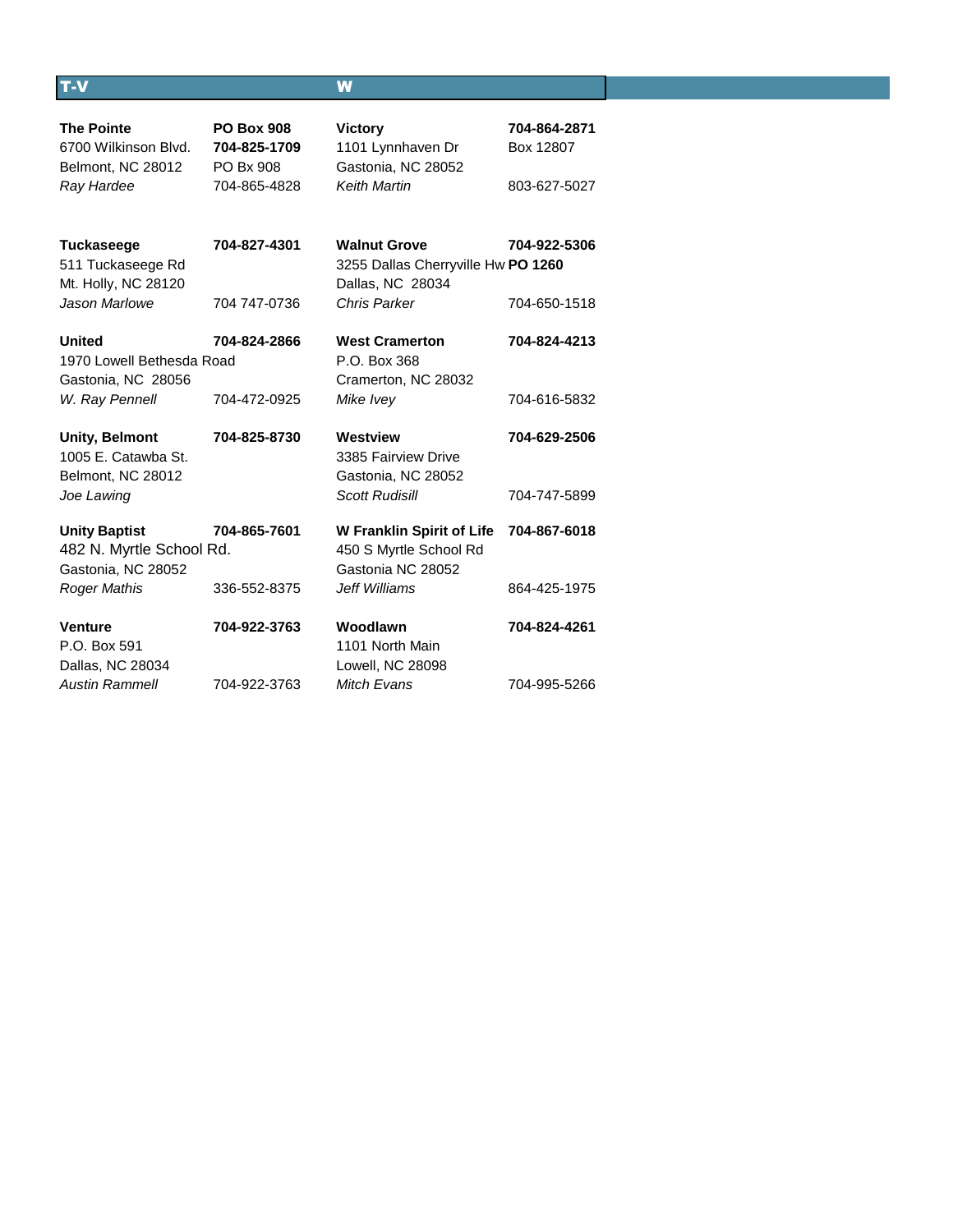| T-V | | W | |
|---|---|---|---|
| **The Pointe** | **PO Box 908** | **Victory** | **704-864-2871** |
| 6700 Wilkinson Blvd. | **704-825-1709** | 1101 Lynnhaven Dr | Box 12807 |
| Belmont, NC 28012 | PO Bx 908 | Gastonia, NC 28052 | |
| *Ray Hardee* | 704-865-4828 | *Keith Martin* | 803-627-5027 |
| | | | |
| **Tuckaseege** | **704-827-4301** | **Walnut Grove** | **704-922-5306** |
| 511 Tuckaseege Rd | | 3255 Dallas Cherryville Hw | **PO 1260** |
| Mt. Holly, NC 28120 | | Dallas, NC 28034 | |
| *Jason Marlowe* | 704 747-0736 | *Chris Parker* | 704-650-1518 |
| | | | |
| **United** | **704-824-2866** | **West Cramerton** | **704-824-4213** |
| 1970 Lowell Bethesda Road | | P.O. Box 368 | |
| Gastonia, NC 28056 | | Cramerton, NC 28032 | |
| *W. Ray Pennell* | 704-472-0925 | *Mike Ivey* | 704-616-5832 |
| | | | |
| **Unity, Belmont** | **704-825-8730** | **Westview** | **704-629-2506** |
| 1005 E. Catawba St. | | 3385 Fairview Drive | |
| Belmont, NC 28012 | | Gastonia, NC 28052 | |
| *Joe Lawing* | | *Scott Rudisill* | 704-747-5899 |
| | | | |
| **Unity Baptist** | **704-865-7601** | **W Franklin Spirit of Life** | **704-867-6018** |
| 482 N. Myrtle School Rd. | | 450 S Myrtle School Rd | |
| Gastonia, NC 28052 | | Gastonia NC 28052 | |
| *Roger Mathis* | 336-552-8375 | *Jeff Williams* | 864-425-1975 |
| | | | |
| **Venture** | **704-922-3763** | **Woodlawn** | **704-824-4261** |
| P.O. Box 591 | | 1101 North Main | |
| Dallas, NC 28034 | | Lowell, NC 28098 | |
| *Austin Rammell* | 704-922-3763 | *Mitch Evans* | 704-995-5266 |